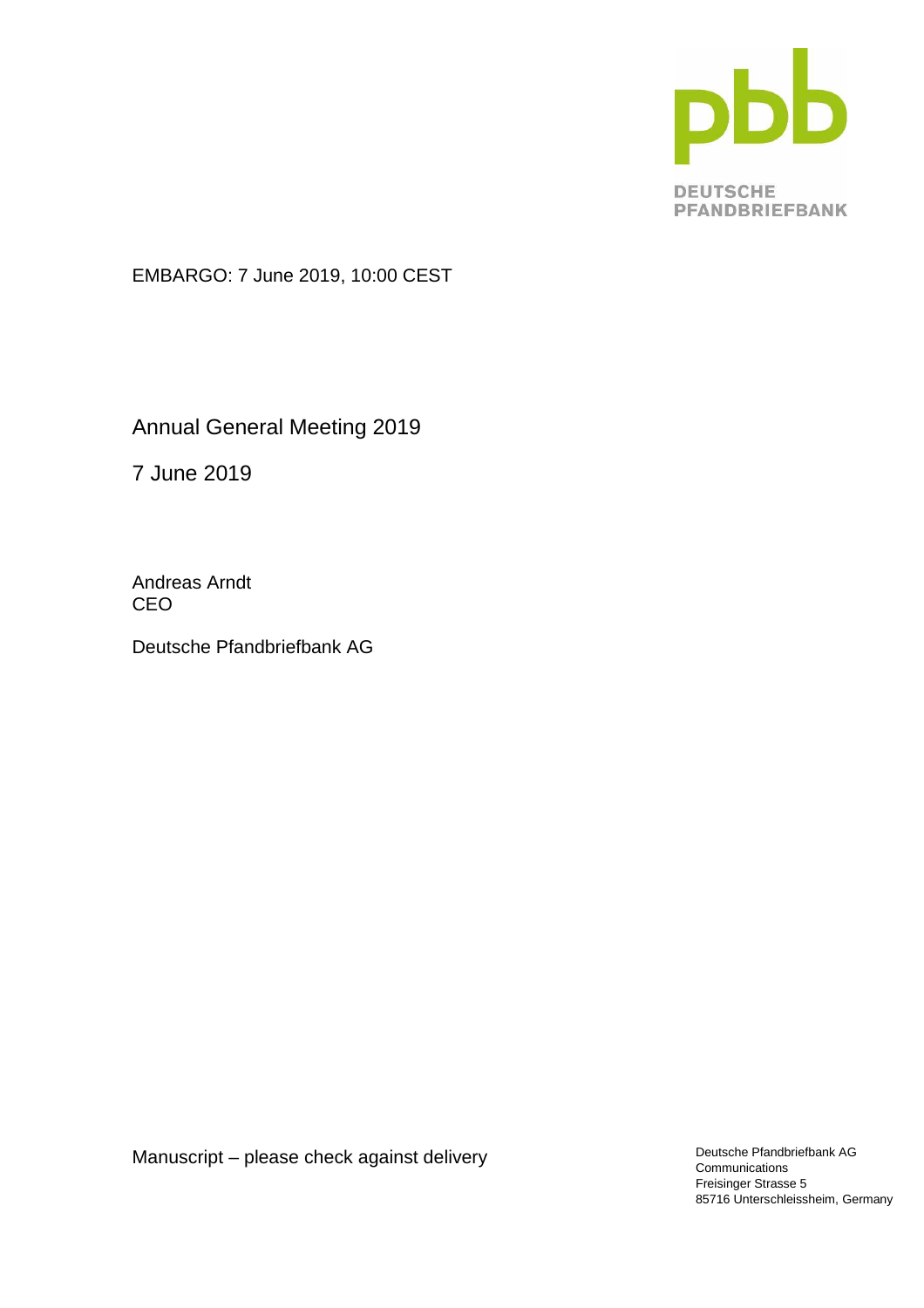EMBARGO: 7 June 2019, 10:00 CEST

# Annual General Meeting 2019

7 June 2019

Andreas Arndt
CEO

Deutsche Pfandbriefbank AG

Manuscript – please check against delivery

Deutsche Pfandbriefbank AG
Communications
Freisinger Strasse 5
85716 Unterschleissheim, Germany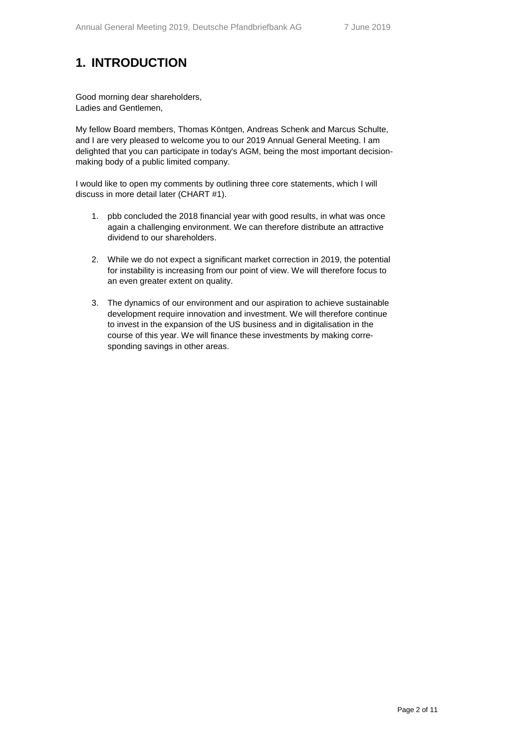# 1. INTRODUCTION

Good morning dear shareholders,
Ladies and Gentlemen,

My fellow Board members, Thomas Köntgen, Andreas Schenk and Marcus Schulte, and I are very pleased to welcome you to our 2019 Annual General Meeting. I am delighted that you can participate in today's AGM, being the most important decision-making body of a public limited company.

I would like to open my comments by outlining three core statements, which I will discuss in more detail later (CHART #1).

1. pbb concluded the 2018 financial year with good results, in what was once again a challenging environment. We can therefore distribute an attractive dividend to our shareholders.

2. While we do not expect a significant market correction in 2019, the potential for instability is increasing from our point of view. We will therefore focus to an even greater extent on quality.

3. The dynamics of our environment and our aspiration to achieve sustainable development require innovation and investment. We will therefore continue to invest in the expansion of the US business and in digitalisation in the course of this year. We will finance these investments by making corresponding savings in other areas.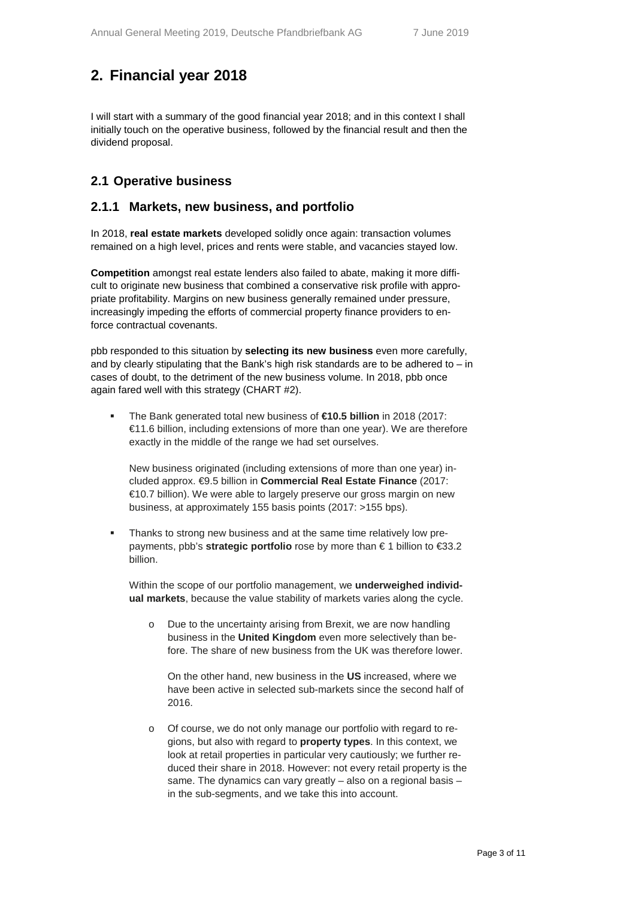## 2. Financial year 2018

I will start with a summary of the good financial year 2018; and in this context I shall initially touch on the operative business, followed by the financial result and then the dividend proposal.

### 2.1 Operative business

### 2.1.1 Markets, new business, and portfolio

In 2018, **real estate markets** developed solidly once again: transaction volumes remained on a high level, prices and rents were stable, and vacancies stayed low.

**Competition** amongst real estate lenders also failed to abate, making it more difficult to originate new business that combined a conservative risk profile with appropriate profitability. Margins on new business generally remained under pressure, increasingly impeding the efforts of commercial property finance providers to enforce contractual covenants.

pbb responded to this situation by **selecting its new business** even more carefully, and by clearly stipulating that the Bank's high risk standards are to be adhered to – in cases of doubt, to the detriment of the new business volume. In 2018, pbb once again fared well with this strategy (CHART #2).

- The Bank generated total new business of **€10.5 billion** in 2018 (2017: €11.6 billion, including extensions of more than one year). We are therefore exactly in the middle of the range we had set ourselves.

  New business originated (including extensions of more than one year) included approx. €9.5 billion in **Commercial Real Estate Finance** (2017: €10.7 billion). We were able to largely preserve our gross margin on new business, at approximately 155 basis points (2017: >155 bps).

- Thanks to strong new business and at the same time relatively low prepayments, pbb's **strategic portfolio** rose by more than € 1 billion to €33.2 billion.

  Within the scope of our portfolio management, we **underweighed individual markets**, because the value stability of markets varies along the cycle.

  - Due to the uncertainty arising from Brexit, we are now handling business in the **United Kingdom** even more selectively than before. The share of new business from the UK was therefore lower.

    On the other hand, new business in the **US** increased, where we have been active in selected sub-markets since the second half of 2016.

  - Of course, we do not only manage our portfolio with regard to regions, but also with regard to **property types**. In this context, we look at retail properties in particular very cautiously; we further reduced their share in 2018. However: not every retail property is the same. The dynamics can vary greatly – also on a regional basis – in the sub-segments, and we take this into account.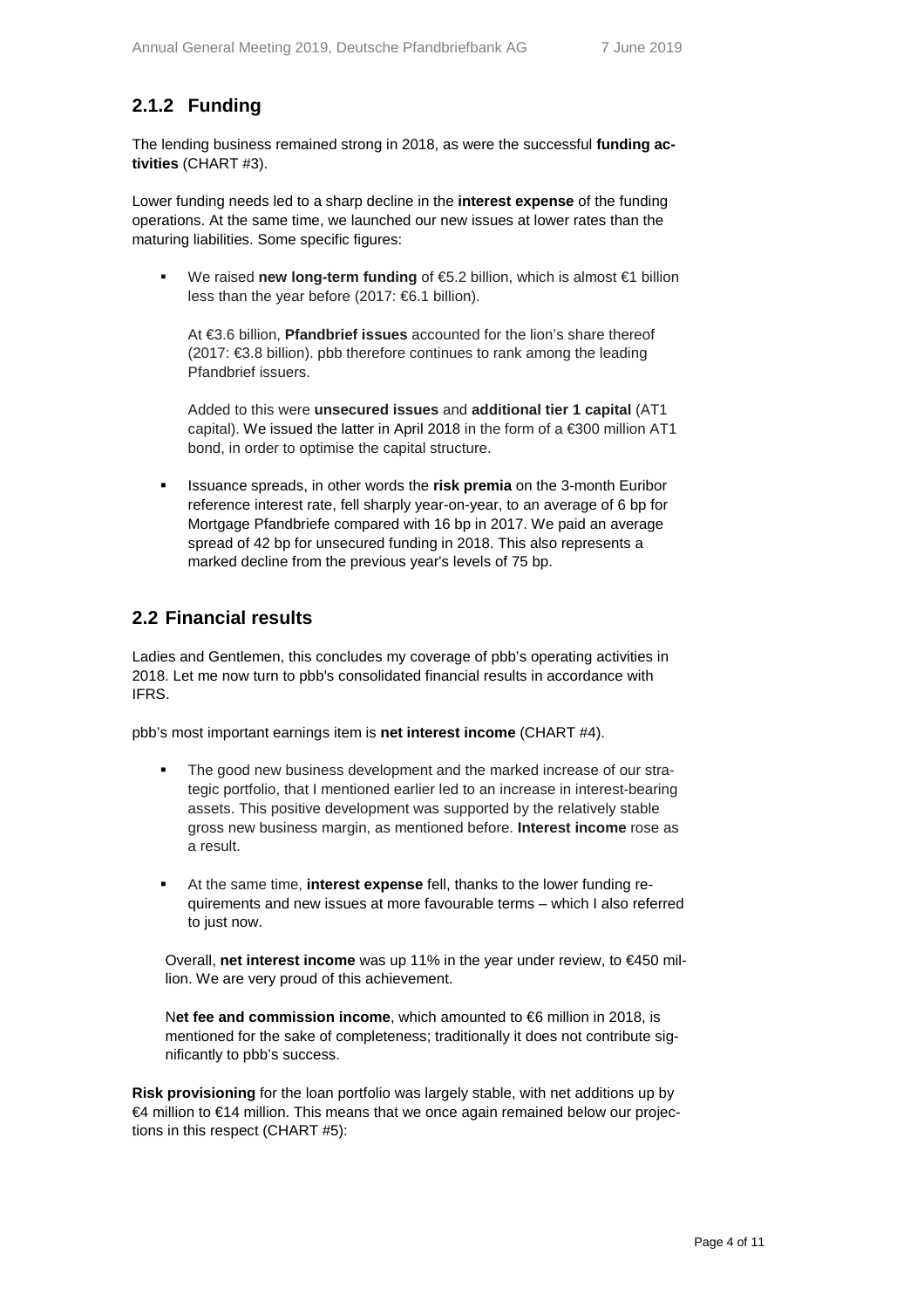## 2.1.2 Funding

The lending business remained strong in 2018, as were the successful **funding activities** (CHART #3).

Lower funding needs led to a sharp decline in the **interest expense** of the funding operations. At the same time, we launched our new issues at lower rates than the maturing liabilities. Some specific figures:

- We raised **new long-term funding** of €5.2 billion, which is almost €1 billion less than the year before (2017: €6.1 billion).

  At €3.6 billion, **Pfandbrief issues** accounted for the lion's share thereof (2017: €3.8 billion). pbb therefore continues to rank among the leading Pfandbrief issuers.

  Added to this were **unsecured issues** and **additional tier 1 capital** (AT1 capital). We issued the latter in April 2018 in the form of a €300 million AT1 bond, in order to optimise the capital structure.

- Issuance spreads, in other words the **risk premia** on the 3-month Euribor reference interest rate, fell sharply year-on-year, to an average of 6 bp for Mortgage Pfandbriefe compared with 16 bp in 2017. We paid an average spread of 42 bp for unsecured funding in 2018. This also represents a marked decline from the previous year's levels of 75 bp.

## 2.2 Financial results

Ladies and Gentlemen, this concludes my coverage of pbb's operating activities in 2018. Let me now turn to pbb's consolidated financial results in accordance with IFRS.

pbb's most important earnings item is **net interest income** (CHART #4).

- The good new business development and the marked increase of our strategic portfolio, that I mentioned earlier led to an increase in interest-bearing assets. This positive development was supported by the relatively stable gross new business margin, as mentioned before. **Interest income** rose as a result.

- At the same time, **interest expense** fell, thanks to the lower funding requirements and new issues at more favourable terms – which I also referred to just now.

Overall, **net interest income** was up 11% in the year under review, to €450 million. We are very proud of this achievement.

N**et fee and commission income**, which amounted to €6 million in 2018, is mentioned for the sake of completeness; traditionally it does not contribute significantly to pbb's success.

**Risk provisioning** for the loan portfolio was largely stable, with net additions up by €4 million to €14 million. This means that we once again remained below our projections in this respect (CHART #5):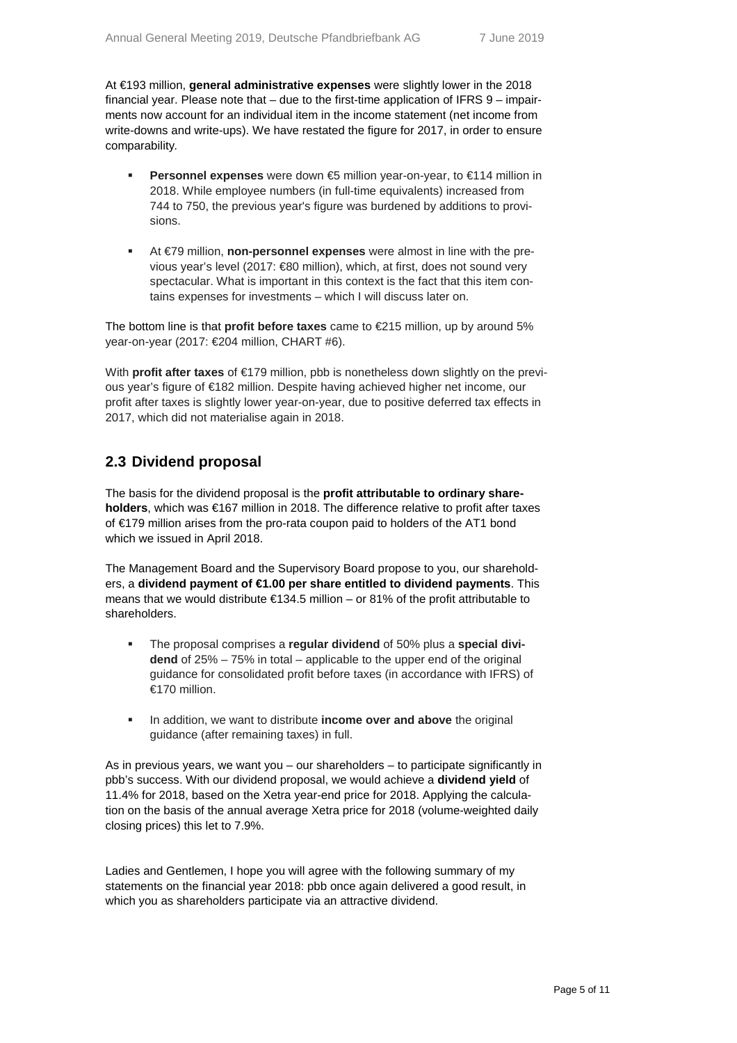At €193 million, **general administrative expenses** were slightly lower in the 2018 financial year. Please note that – due to the first-time application of IFRS 9 – impairments now account for an individual item in the income statement (net income from write-downs and write-ups). We have restated the figure for 2017, in order to ensure comparability.

- **Personnel expenses** were down €5 million year-on-year, to €114 million in 2018. While employee numbers (in full-time equivalents) increased from 744 to 750, the previous year's figure was burdened by additions to provisions.
- At €79 million, **non-personnel expenses** were almost in line with the previous year's level (2017: €80 million), which, at first, does not sound very spectacular. What is important in this context is the fact that this item contains expenses for investments – which I will discuss later on.

The bottom line is that **profit before taxes** came to €215 million, up by around 5% year-on-year (2017: €204 million, CHART #6).

With **profit after taxes** of €179 million, pbb is nonetheless down slightly on the previous year's figure of €182 million. Despite having achieved higher net income, our profit after taxes is slightly lower year-on-year, due to positive deferred tax effects in 2017, which did not materialise again in 2018.

## 2.3 Dividend proposal

The basis for the dividend proposal is the **profit attributable to ordinary shareholders**, which was €167 million in 2018. The difference relative to profit after taxes of €179 million arises from the pro-rata coupon paid to holders of the AT1 bond which we issued in April 2018.

The Management Board and the Supervisory Board propose to you, our shareholders, a **dividend payment of €1.00 per share entitled to dividend payments**. This means that we would distribute €134.5 million – or 81% of the profit attributable to shareholders.

- The proposal comprises a **regular dividend** of 50% plus a **special dividend** of 25% – 75% in total – applicable to the upper end of the original guidance for consolidated profit before taxes (in accordance with IFRS) of €170 million.
- In addition, we want to distribute **income over and above** the original guidance (after remaining taxes) in full.

As in previous years, we want you – our shareholders – to participate significantly in pbb's success. With our dividend proposal, we would achieve a **dividend yield** of 11.4% for 2018, based on the Xetra year-end price for 2018. Applying the calculation on the basis of the annual average Xetra price for 2018 (volume-weighted daily closing prices) this let to 7.9%.

Ladies and Gentlemen, I hope you will agree with the following summary of my statements on the financial year 2018: pbb once again delivered a good result, in which you as shareholders participate via an attractive dividend.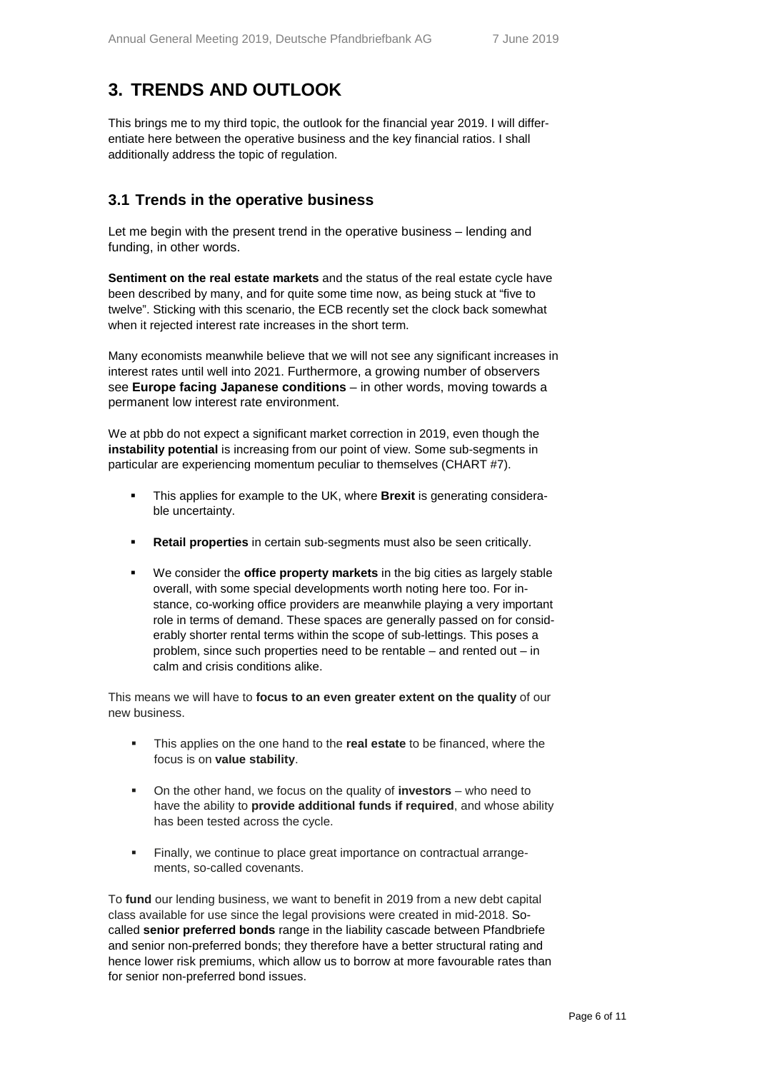## 3. TRENDS AND OUTLOOK

This brings me to my third topic, the outlook for the financial year 2019. I will differentiate here between the operative business and the key financial ratios. I shall additionally address the topic of regulation.

### 3.1 Trends in the operative business

Let me begin with the present trend in the operative business – lending and funding, in other words.

**Sentiment on the real estate markets** and the status of the real estate cycle have been described by many, and for quite some time now, as being stuck at "five to twelve". Sticking with this scenario, the ECB recently set the clock back somewhat when it rejected interest rate increases in the short term.

Many economists meanwhile believe that we will not see any significant increases in interest rates until well into 2021. Furthermore, a growing number of observers see **Europe facing Japanese conditions** – in other words, moving towards a permanent low interest rate environment.

We at pbb do not expect a significant market correction in 2019, even though the **instability potential** is increasing from our point of view. Some sub-segments in particular are experiencing momentum peculiar to themselves (CHART #7).

- This applies for example to the UK, where **Brexit** is generating considerable uncertainty.
- **Retail properties** in certain sub-segments must also be seen critically.
- We consider the **office property markets** in the big cities as largely stable overall, with some special developments worth noting here too. For instance, co-working office providers are meanwhile playing a very important role in terms of demand. These spaces are generally passed on for considerably shorter rental terms within the scope of sub-lettings. This poses a problem, since such properties need to be rentable – and rented out – in calm and crisis conditions alike.

This means we will have to **focus to an even greater extent on the quality** of our new business.

- This applies on the one hand to the **real estate** to be financed, where the focus is on **value stability**.
- On the other hand, we focus on the quality of **investors** – who need to have the ability to **provide additional funds if required**, and whose ability has been tested across the cycle.
- Finally, we continue to place great importance on contractual arrangements, so-called covenants.

To **fund** our lending business, we want to benefit in 2019 from a new debt capital class available for use since the legal provisions were created in mid-2018. So-called **senior preferred bonds** range in the liability cascade between Pfandbriefe and senior non-preferred bonds; they therefore have a better structural rating and hence lower risk premiums, which allow us to borrow at more favourable rates than for senior non-preferred bond issues.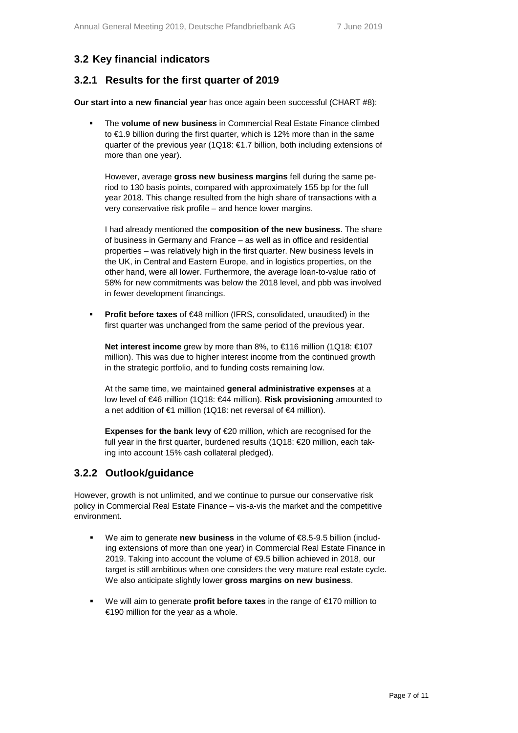## 3.2 Key financial indicators

### 3.2.1 Results for the first quarter of 2019

**Our start into a new financial year** has once again been successful (CHART #8):

- The **volume of new business** in Commercial Real Estate Finance climbed to €1.9 billion during the first quarter, which is 12% more than in the same quarter of the previous year (1Q18: €1.7 billion, both including extensions of more than one year).

  However, average **gross new business margins** fell during the same period to 130 basis points, compared with approximately 155 bp for the full year 2018. This change resulted from the high share of transactions with a very conservative risk profile – and hence lower margins.

  I had already mentioned the **composition of the new business**. The share of business in Germany and France – as well as in office and residential properties – was relatively high in the first quarter. New business levels in the UK, in Central and Eastern Europe, and in logistics properties, on the other hand, were all lower. Furthermore, the average loan-to-value ratio of 58% for new commitments was below the 2018 level, and pbb was involved in fewer development financings.

- **Profit before taxes** of €48 million (IFRS, consolidated, unaudited) in the first quarter was unchanged from the same period of the previous year.

  **Net interest income** grew by more than 8%, to €116 million (1Q18: €107 million). This was due to higher interest income from the continued growth in the strategic portfolio, and to funding costs remaining low.

  At the same time, we maintained **general administrative expenses** at a low level of €46 million (1Q18: €44 million). **Risk provisioning** amounted to a net addition of €1 million (1Q18: net reversal of €4 million).

  **Expenses for the bank levy** of €20 million, which are recognised for the full year in the first quarter, burdened results (1Q18: €20 million, each taking into account 15% cash collateral pledged).

### 3.2.2 Outlook/guidance

However, growth is not unlimited, and we continue to pursue our conservative risk policy in Commercial Real Estate Finance – vis-a-vis the market and the competitive environment.

- We aim to generate **new business** in the volume of €8.5-9.5 billion (including extensions of more than one year) in Commercial Real Estate Finance in 2019. Taking into account the volume of €9.5 billion achieved in 2018, our target is still ambitious when one considers the very mature real estate cycle. We also anticipate slightly lower **gross margins on new business**.

- We will aim to generate **profit before taxes** in the range of €170 million to €190 million for the year as a whole.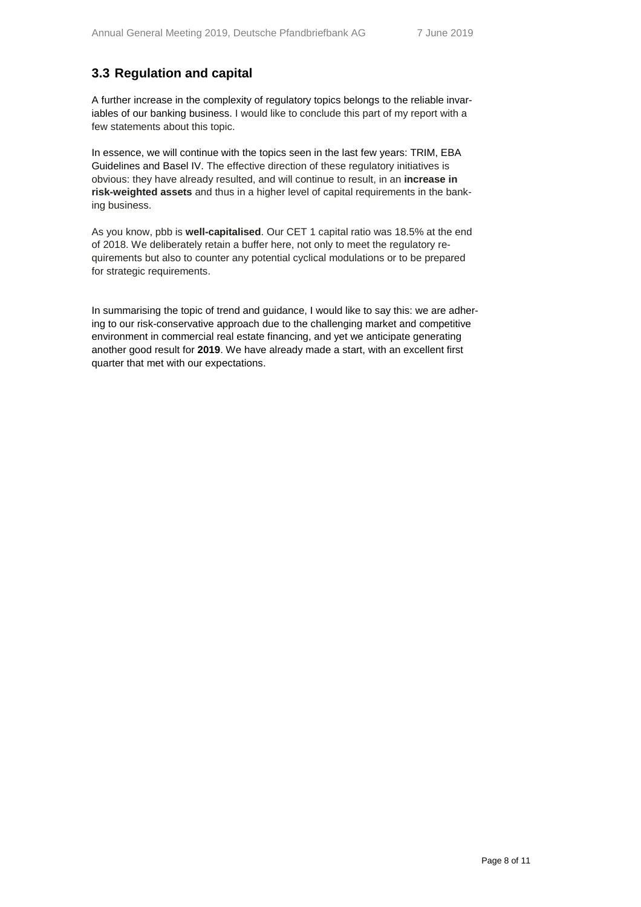## 3.3 Regulation and capital

A further increase in the complexity of regulatory topics belongs to the reliable invariables of our banking business. I would like to conclude this part of my report with a few statements about this topic.

In essence, we will continue with the topics seen in the last few years: TRIM, EBA Guidelines and Basel IV. The effective direction of these regulatory initiatives is obvious: they have already resulted, and will continue to result, in an **increase in risk-weighted assets** and thus in a higher level of capital requirements in the banking business.

As you know, pbb is **well-capitalised**. Our CET 1 capital ratio was 18.5% at the end of 2018. We deliberately retain a buffer here, not only to meet the regulatory requirements but also to counter any potential cyclical modulations or to be prepared for strategic requirements.

In summarising the topic of trend and guidance, I would like to say this: we are adhering to our risk-conservative approach due to the challenging market and competitive environment in commercial real estate financing, and yet we anticipate generating another good result for **2019**. We have already made a start, with an excellent first quarter that met with our expectations.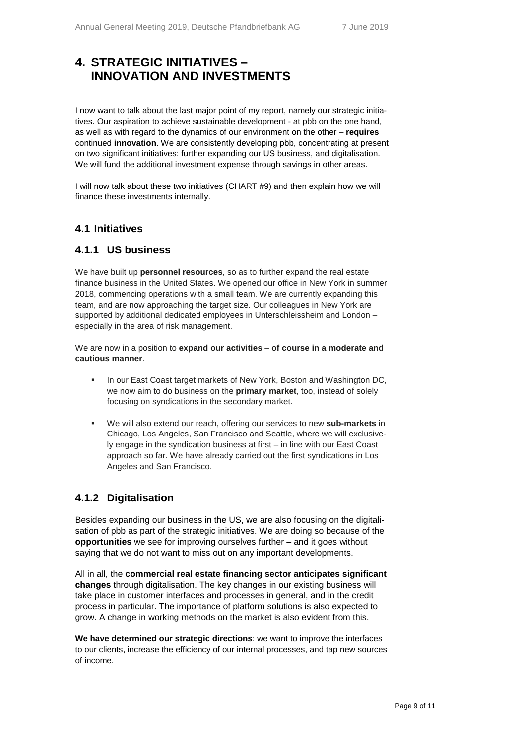# 4. STRATEGIC INITIATIVES – INNOVATION AND INVESTMENTS

I now want to talk about the last major point of my report, namely our strategic initiatives. Our aspiration to achieve sustainable development - at pbb on the one hand, as well as with regard to the dynamics of our environment on the other – **requires** continued **innovation**. We are consistently developing pbb, concentrating at present on two significant initiatives: further expanding our US business, and digitalisation. We will fund the additional investment expense through savings in other areas.

I will now talk about these two initiatives (CHART #9) and then explain how we will finance these investments internally.

## 4.1 Initiatives

### 4.1.1 US business

We have built up **personnel resources**, so as to further expand the real estate finance business in the United States. We opened our office in New York in summer 2018, commencing operations with a small team. We are currently expanding this team, and are now approaching the target size. Our colleagues in New York are supported by additional dedicated employees in Unterschleissheim and London – especially in the area of risk management.

We are now in a position to **expand our activities** – **of course in a moderate and cautious manner**.

- In our East Coast target markets of New York, Boston and Washington DC, we now aim to do business on the **primary market**, too, instead of solely focusing on syndications in the secondary market.
- We will also extend our reach, offering our services to new **sub-markets** in Chicago, Los Angeles, San Francisco and Seattle, where we will exclusively engage in the syndication business at first – in line with our East Coast approach so far. We have already carried out the first syndications in Los Angeles and San Francisco.

### 4.1.2 Digitalisation

Besides expanding our business in the US, we are also focusing on the digitalisation of pbb as part of the strategic initiatives. We are doing so because of the **opportunities** we see for improving ourselves further – and it goes without saying that we do not want to miss out on any important developments.

All in all, the **commercial real estate financing sector anticipates significant changes** through digitalisation. The key changes in our existing business will take place in customer interfaces and processes in general, and in the credit process in particular. The importance of platform solutions is also expected to grow. A change in working methods on the market is also evident from this.

**We have determined our strategic directions**: we want to improve the interfaces to our clients, increase the efficiency of our internal processes, and tap new sources of income.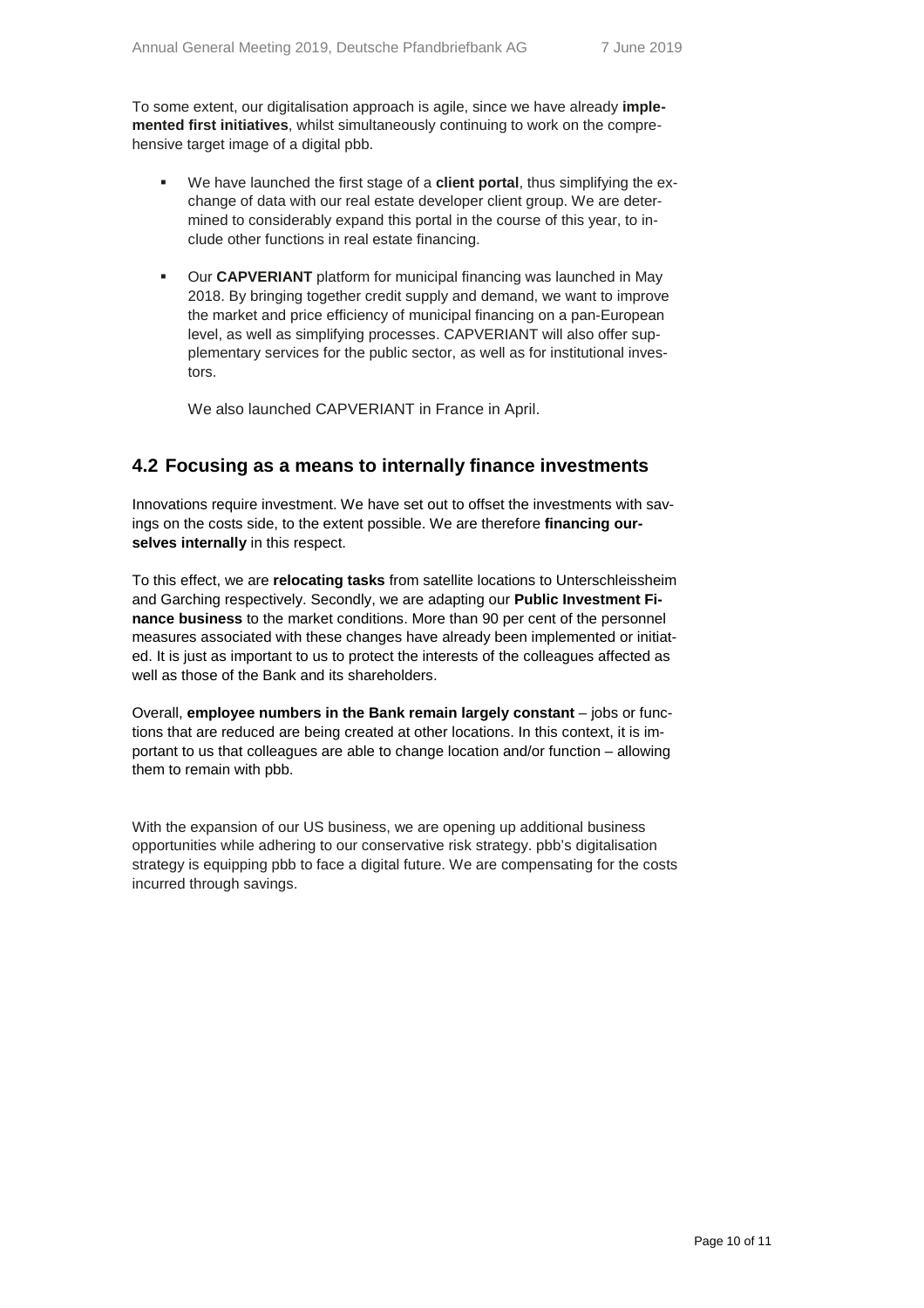To some extent, our digitalisation approach is agile, since we have already **implemented first initiatives**, whilst simultaneously continuing to work on the comprehensive target image of a digital pbb.

- We have launched the first stage of a **client portal**, thus simplifying the exchange of data with our real estate developer client group. We are determined to considerably expand this portal in the course of this year, to include other functions in real estate financing.

- Our **CAPVERIANT** platform for municipal financing was launched in May 2018. By bringing together credit supply and demand, we want to improve the market and price efficiency of municipal financing on a pan-European level, as well as simplifying processes. CAPVERIANT will also offer supplementary services for the public sector, as well as for institutional investors.

  We also launched CAPVERIANT in France in April.

## 4.2 Focusing as a means to internally finance investments

Innovations require investment. We have set out to offset the investments with savings on the costs side, to the extent possible. We are therefore **financing ourselves internally** in this respect.

To this effect, we are **relocating tasks** from satellite locations to Unterschleissheim and Garching respectively. Secondly, we are adapting our **Public Investment Finance business** to the market conditions. More than 90 per cent of the personnel measures associated with these changes have already been implemented or initiated. It is just as important to us to protect the interests of the colleagues affected as well as those of the Bank and its shareholders.

Overall, **employee numbers in the Bank remain largely constant** – jobs or functions that are reduced are being created at other locations. In this context, it is important to us that colleagues are able to change location and/or function – allowing them to remain with pbb.

With the expansion of our US business, we are opening up additional business opportunities while adhering to our conservative risk strategy. pbb's digitalisation strategy is equipping pbb to face a digital future. We are compensating for the costs incurred through savings.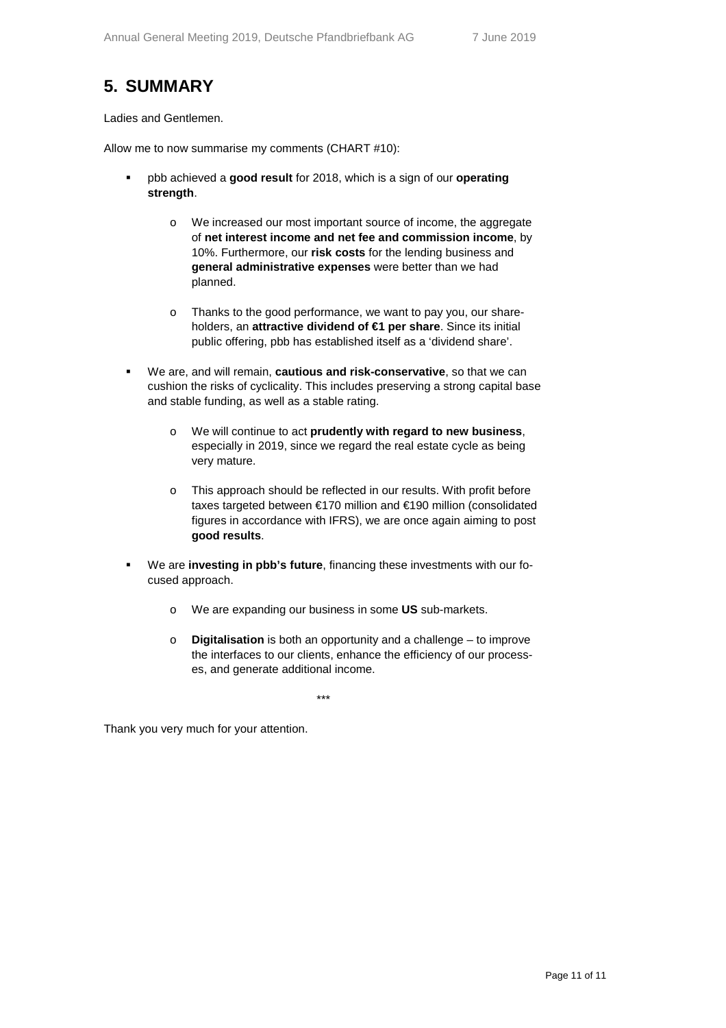## 5. SUMMARY

Ladies and Gentlemen.

Allow me to now summarise my comments (CHART #10):

- pbb achieved a **good result** for 2018, which is a sign of our **operating strength**.
    - We increased our most important source of income, the aggregate of **net interest income and net fee and commission income**, by 10%. Furthermore, our **risk costs** for the lending business and **general administrative expenses** were better than we had planned.
    - Thanks to the good performance, we want to pay you, our shareholders, an **attractive dividend of €1 per share**. Since its initial public offering, pbb has established itself as a 'dividend share'.
- We are, and will remain, **cautious and risk-conservative**, so that we can cushion the risks of cyclicality. This includes preserving a strong capital base and stable funding, as well as a stable rating.
    - We will continue to act **prudently with regard to new business**, especially in 2019, since we regard the real estate cycle as being very mature.
    - This approach should be reflected in our results. With profit before taxes targeted between €170 million and €190 million (consolidated figures in accordance with IFRS), we are once again aiming to post **good results**.
- We are **investing in pbb's future**, financing these investments with our focused approach.
    - We are expanding our business in some **US** sub-markets.
    - **Digitalisation** is both an opportunity and a challenge – to improve the interfaces to our clients, enhance the efficiency of our processes, and generate additional income.

***

Thank you very much for your attention.